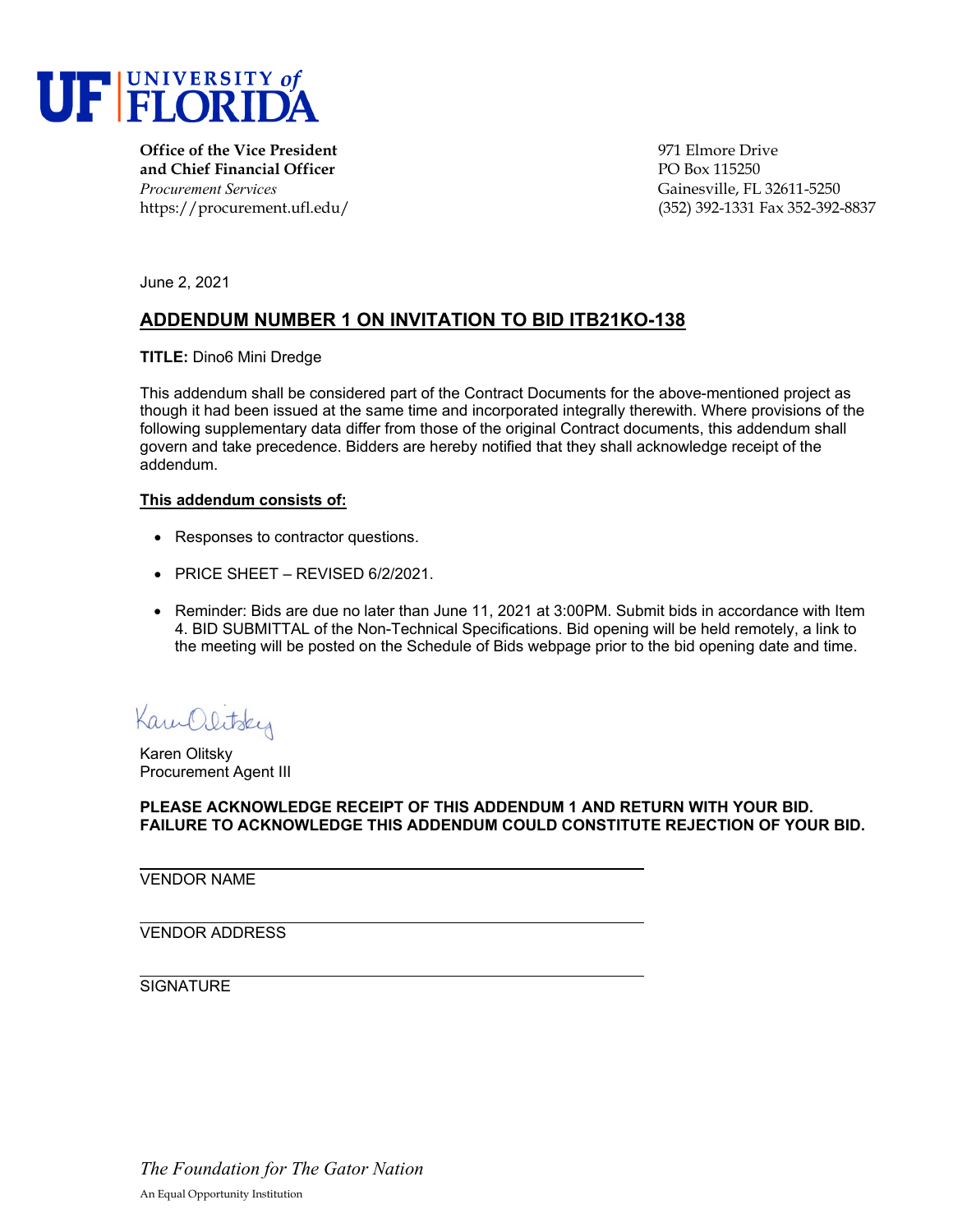**UF | UNIVERSITY of FLORIDA**

**Office of the Vice President**
**and Chief Financial Officer**
*Procurement Services*
https://procurement.ufl.edu/

971 Elmore Drive
PO Box 115250
Gainesville, FL 32611-5250
(352) 392-1331 Fax 352-392-8837

June 2, 2021

## ADDENDUM NUMBER 1 ON INVITATION TO BID ITB21KO-138

**TITLE:** Dino6 Mini Dredge

This addendum shall be considered part of the Contract Documents for the above-mentioned project as though it had been issued at the same time and incorporated integrally therewith. Where provisions of the following supplementary data differ from those of the original Contract documents, this addendum shall govern and take precedence. Bidders are hereby notified that they shall acknowledge receipt of the addendum.

**This addendum consists of:**

- Responses to contractor questions.
- PRICE SHEET – REVISED 6/2/2021.
- Reminder: Bids are due no later than June 11, 2021 at 3:00PM. Submit bids in accordance with Item 4. BID SUBMITTAL of the Non-Technical Specifications. Bid opening will be held remotely, a link to the meeting will be posted on the Schedule of Bids webpage prior to the bid opening date and time.

Karen Olitsky
Procurement Agent III

**PLEASE ACKNOWLEDGE RECEIPT OF THIS ADDENDUM 1 AND RETURN WITH YOUR BID. FAILURE TO ACKNOWLEDGE THIS ADDENDUM COULD CONSTITUTE REJECTION OF YOUR BID.**

______________________________
VENDOR NAME

______________________________
VENDOR ADDRESS

______________________________
SIGNATURE

*The Foundation for The Gator Nation*

An Equal Opportunity Institution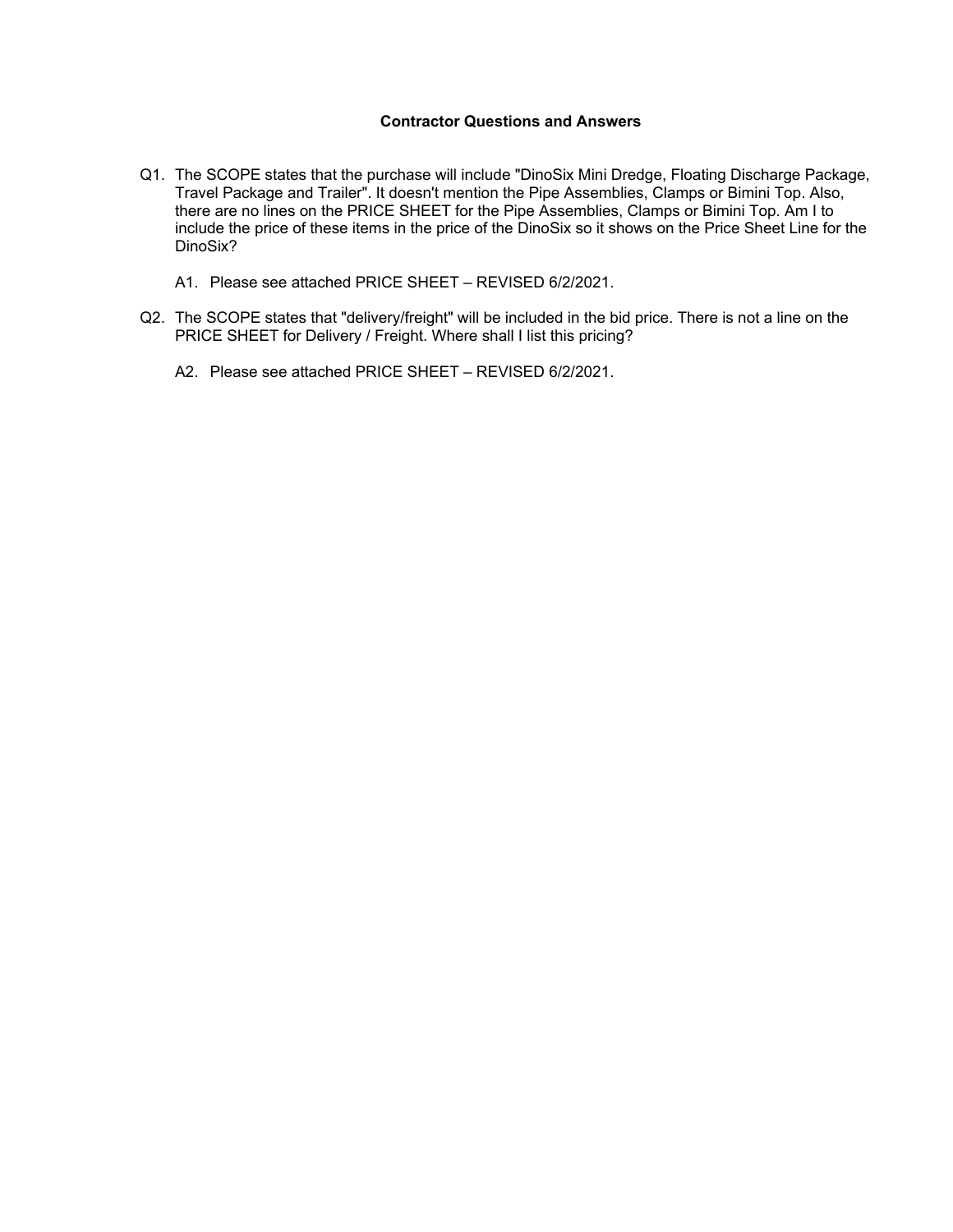**Contractor Questions and Answers**

Q1. The SCOPE states that the purchase will include "DinoSix Mini Dredge, Floating Discharge Package, Travel Package and Trailer". It doesn't mention the Pipe Assemblies, Clamps or Bimini Top. Also, there are no lines on the PRICE SHEET for the Pipe Assemblies, Clamps or Bimini Top. Am I to include the price of these items in the price of the DinoSix so it shows on the Price Sheet Line for the DinoSix?

A1. Please see attached PRICE SHEET – REVISED 6/2/2021.

Q2. The SCOPE states that "delivery/freight" will be included in the bid price. There is not a line on the PRICE SHEET for Delivery / Freight. Where shall I list this pricing?

A2. Please see attached PRICE SHEET – REVISED 6/2/2021.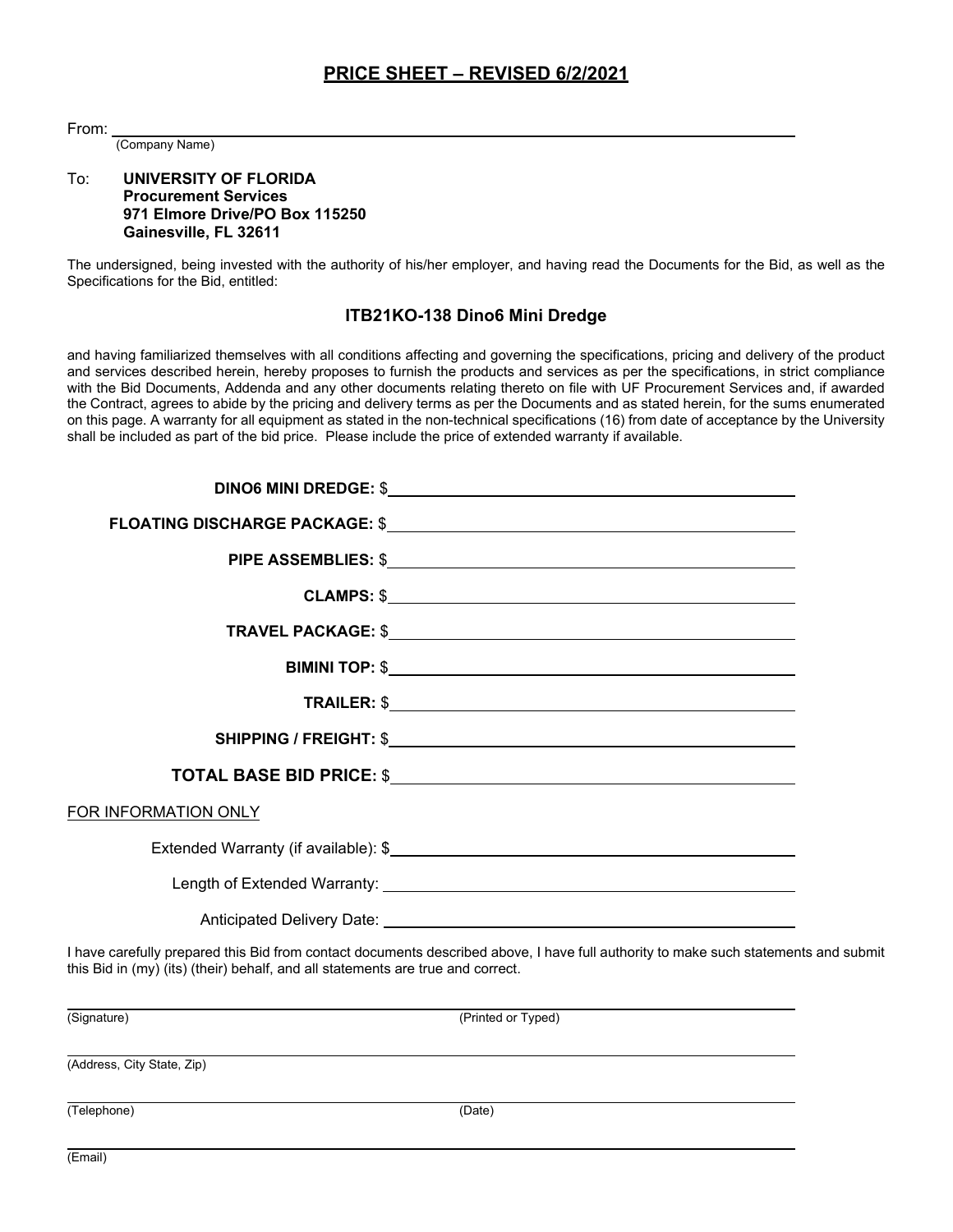# PRICE SHEET – REVISED 6/2/2021

From: ______________________________________________
(Company Name)

To: **UNIVERSITY OF FLORIDA**
**Procurement Services**
**971 Elmore Drive/PO Box 115250**
**Gainesville, FL 32611**

The undersigned, being invested with the authority of his/her employer, and having read the Documents for the Bid, as well as the Specifications for the Bid, entitled:

## ITB21KO-138 Dino6 Mini Dredge

and having familiarized themselves with all conditions affecting and governing the specifications, pricing and delivery of the product and services described herein, hereby proposes to furnish the products and services as per the specifications, in strict compliance with the Bid Documents, Addenda and any other documents relating thereto on file with UF Procurement Services and, if awarded the Contract, agrees to abide by the pricing and delivery terms as per the Documents and as stated herein, for the sums enumerated on this page. A warranty for all equipment as stated in the non-technical specifications (16) from date of acceptance by the University shall be included as part of the bid price. Please include the price of extended warranty if available.

**DINO6 MINI DREDGE:** $______________________________

**FLOATING DISCHARGE PACKAGE:** $______________________________

**PIPE ASSEMBLIES:** $______________________________

**CLAMPS:** $______________________________

**TRAVEL PACKAGE:** $______________________________

**BIMINI TOP:** $______________________________

**TRAILER:** $______________________________

**SHIPPING / FREIGHT:** $______________________________

**TOTAL BASE BID PRICE:** $______________________________

FOR INFORMATION ONLY

Extended Warranty (if available): $______________________________

Length of Extended Warranty: ______________________________

Anticipated Delivery Date: ______________________________

I have carefully prepared this Bid from contact documents described above, I have full authority to make such statements and submit this Bid in (my) (its) (their) behalf, and all statements are true and correct.

______________________________ ______________________________
(Signature) (Printed or Typed)

______________________________
(Address, City State, Zip)

______________________________ ______________________________
(Telephone) (Date)

______________________________
(Email)